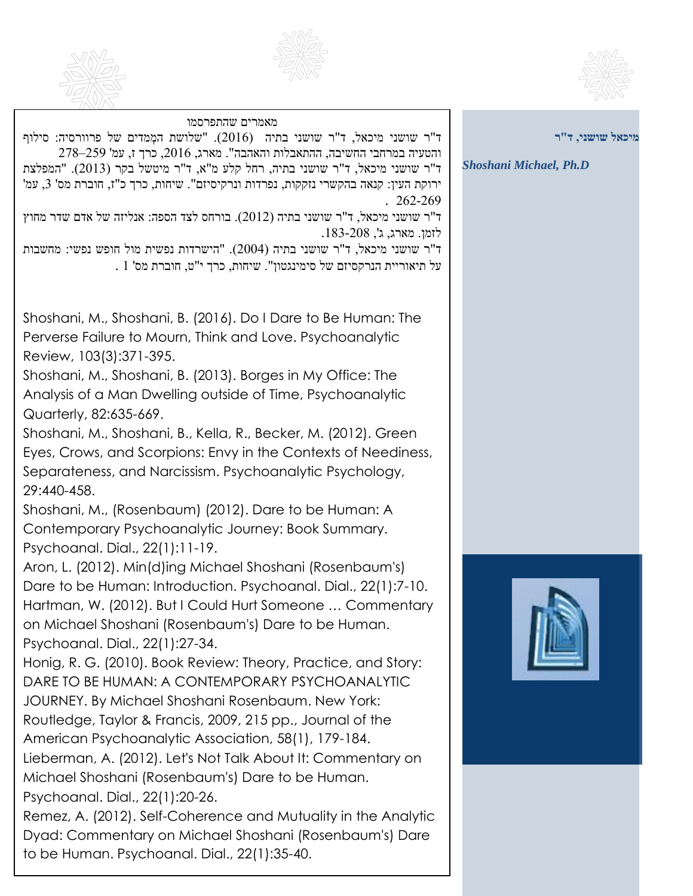**מיכאל שושני, ד"ר**

***Shoshani Michael, Ph.D***

מאמרים שהתפרסמו

ד"ר שושני מיכאל, ד"ר שושני בתיה (2016). "שלושת המְמדים של פרוורסיה: סילוף והטעיה במרחבי החשיבה, ההתאבלות והאהבה". מארג, 2016, כרך ז, עמ' 259–278

ד"ר שושני מיכאל, ד"ר שושני בתיה, רחל קלע מ"א, ד"ר מיטשל בקר (2013). "המפלצת ירוקת העין: קנאה בהקשרי נזקקות, נפרדות ונרקיסיזם". שיחות, כרך כ"ז, חוברת מס' 3, עמ' 262-269 .

ד"ר שושני מיכאל, ד"ר שושני בתיה (2012). בורחס לצד הספה: אנליזה של אדם שדר מחוץ לזמן. מארג, ג', 208-183.

ד"ר שושני מיכאל, ד"ר שושני בתיה (2004). "הישרדות נפשית מול חופש נפשי: מחשבות על תיאוריית הנרקסיזם של סימינגטון". שיחות, כרך י"ט, חוברת מס' 1 .

Shoshani, M., Shoshani, B. (2016). Do I Dare to Be Human: The Perverse Failure to Mourn, Think and Love. Psychoanalytic Review, 103(3):371-395.

Shoshani, M., Shoshani, B. (2013). Borges in My Office: The Analysis of a Man Dwelling outside of Time, Psychoanalytic Quarterly, 82:635-669.

Shoshani, M., Shoshani, B., Kella, R., Becker, M. (2012). Green Eyes, Crows, and Scorpions: Envy in the Contexts of Neediness, Separateness, and Narcissism. Psychoanalytic Psychology, 29:440-458.

Shoshani, M., (Rosenbaum) (2012). Dare to be Human: A Contemporary Psychoanalytic Journey: Book Summary. Psychoanal. Dial., 22(1):11-19.

Aron, L. (2012). Min(d)ing Michael Shoshani (Rosenbaum's) Dare to be Human: Introduction. Psychoanal. Dial., 22(1):7-10.

Hartman, W. (2012). But I Could Hurt Someone … Commentary on Michael Shoshani (Rosenbaum's) Dare to be Human. Psychoanal. Dial., 22(1):27-34.

Honig, R. G. (2010). Book Review: Theory, Practice, and Story: DARE TO BE HUMAN: A CONTEMPORARY PSYCHOANALYTIC JOURNEY. By Michael Shoshani Rosenbaum. New York: Routledge, Taylor & Francis, 2009, 215 pp., Journal of the American Psychoanalytic Association, 58(1), 179-184.

Lieberman, A. (2012). Let's Not Talk About It: Commentary on Michael Shoshani (Rosenbaum's) Dare to be Human. Psychoanal. Dial., 22(1):20-26.

Remez, A. (2012). Self-Coherence and Mutuality in the Analytic Dyad: Commentary on Michael Shoshani (Rosenbaum's) Dare to be Human. Psychoanal. Dial., 22(1):35-40.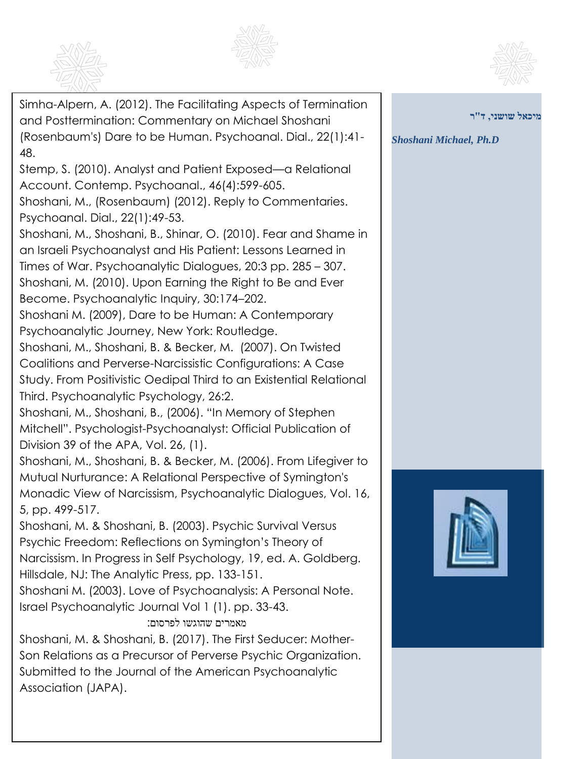Simha-Alpern, A. (2012). The Facilitating Aspects of Termination and Posttermination: Commentary on Michael Shoshani (Rosenbaum's) Dare to be Human. Psychoanal. Dial., 22(1):41-48.

Stemp, S. (2010). Analyst and Patient Exposed—a Relational Account. Contemp. Psychoanal., 46(4):599-605.

Shoshani, M., (Rosenbaum) (2012). Reply to Commentaries. Psychoanal. Dial., 22(1):49-53.

Shoshani, M., Shoshani, B., Shinar, O. (2010). Fear and Shame in an Israeli Psychoanalyst and His Patient: Lessons Learned in Times of War. Psychoanalytic Dialogues, 20:3 pp. 285 – 307.

Shoshani, M. (2010). Upon Earning the Right to Be and Ever Become. Psychoanalytic Inquiry, 30:174–202.

Shoshani M. (2009), Dare to be Human: A Contemporary Psychoanalytic Journey, New York: Routledge.

Shoshani, M., Shoshani, B. & Becker, M. (2007). On Twisted Coalitions and Perverse-Narcissistic Configurations: A Case Study. From Positivistic Oedipal Third to an Existential Relational Third. Psychoanalytic Psychology, 26:2.

Shoshani, M., Shoshani, B., (2006). "In Memory of Stephen Mitchell". Psychologist-Psychoanalyst: Official Publication of Division 39 of the APA, Vol. 26, (1).

Shoshani, M., Shoshani, B. & Becker, M. (2006). From Lifegiver to Mutual Nurturance: A Relational Perspective of Symington's Monadic View of Narcissism, Psychoanalytic Dialogues, Vol. 16, 5, pp. 499-517.

Shoshani, M. & Shoshani, B. (2003). Psychic Survival Versus Psychic Freedom: Reflections on Symington's Theory of Narcissism. In Progress in Self Psychology, 19, ed. A. Goldberg. Hillsdale, NJ: The Analytic Press, pp. 133-151.

Shoshani M. (2003). Love of Psychoanalysis: A Personal Note. Israel Psychoanalytic Journal Vol 1 (1). pp. 33-43.

מאמרים שהוגשו לפרסום:

Shoshani, M. & Shoshani, B. (2017). The First Seducer: Mother-Son Relations as a Precursor of Perverse Psychic Organization. Submitted to the Journal of the American Psychoanalytic Association (JAPA).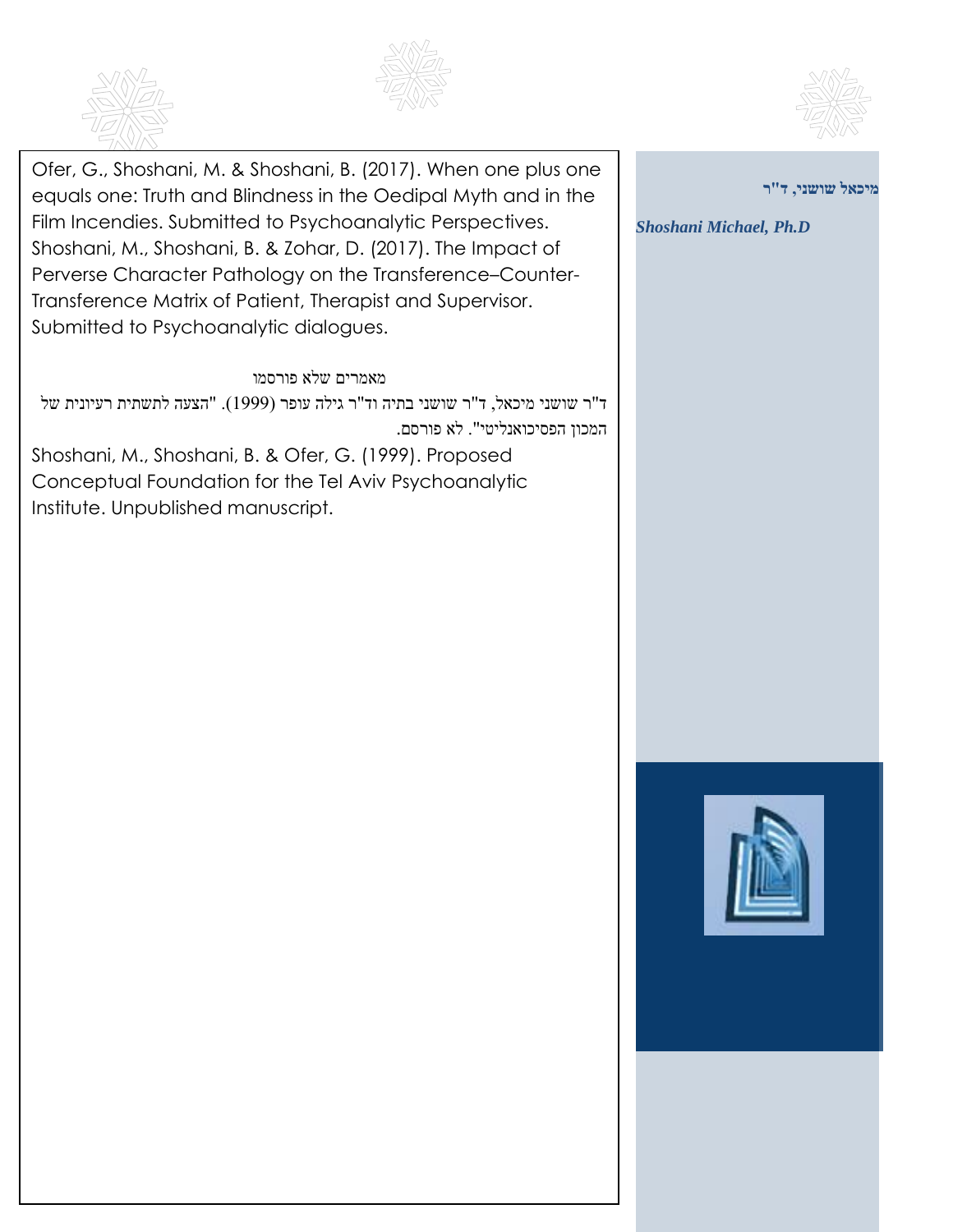Ofer, G., Shoshani, M. & Shoshani, B. (2017). When one plus one equals one: Truth and Blindness in the Oedipal Myth and in the Film Incendies. Submitted to Psychoanalytic Perspectives.

Shoshani, M., Shoshani, B. & Zohar, D. (2017). The Impact of Perverse Character Pathology on the Transference–Counter-Transference Matrix of Patient, Therapist and Supervisor. Submitted to Psychoanalytic dialogues.

מאמרים שלא פורסמו

ד"ר שושני מיכאל, ד"ר שושני בתיה וד"ר גילה עופר (1999). "הצעה לתשתית רעיונית של המכון הפסיכואנליטי". לא פורסם.

Shoshani, M., Shoshani, B. & Ofer, G. (1999). Proposed Conceptual Foundation for the Tel Aviv Psychoanalytic Institute. Unpublished manuscript.

**מיכאל שושני, ד"ר**

***Shoshani Michael, Ph.D***